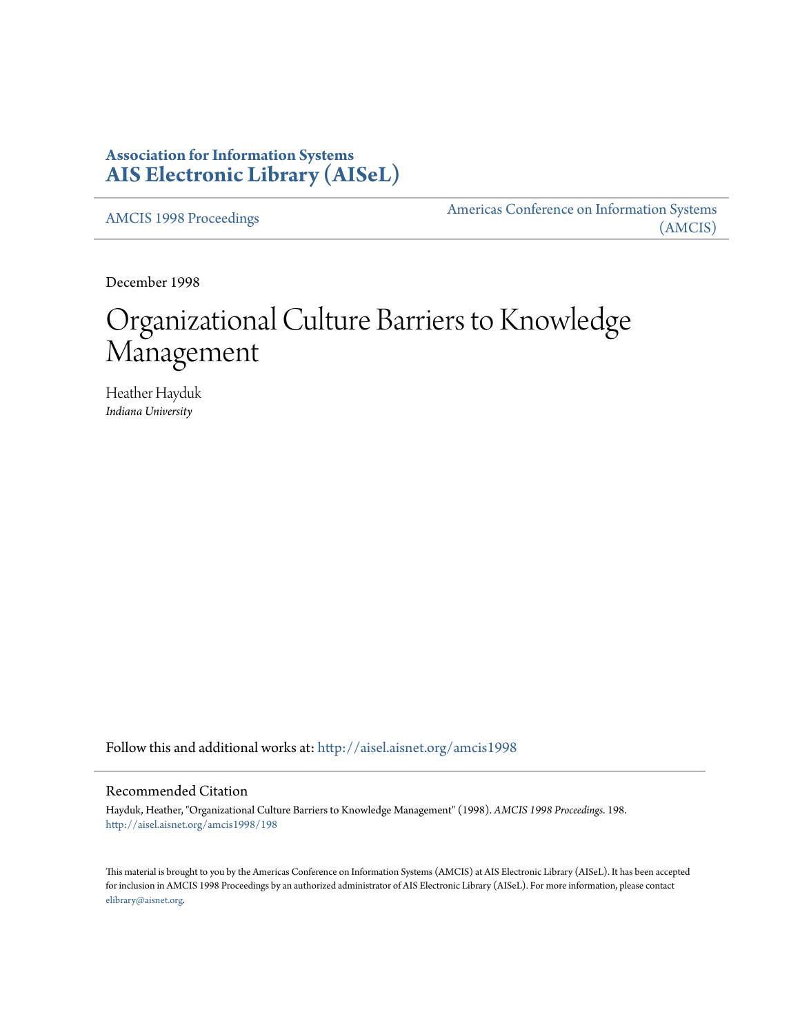**Association for Information Systems**
**AIS Electronic Library (AISeL)**

AMCIS 1998 Proceedings | Americas Conference on Information Systems (AMCIS)

December 1998

# Organizational Culture Barriers to Knowledge Management

Heather Hayduk
*Indiana University*

Follow this and additional works at: http://aisel.aisnet.org/amcis1998

## Recommended Citation

Hayduk, Heather, "Organizational Culture Barriers to Knowledge Management" (1998). *AMCIS 1998 Proceedings*. 198.
http://aisel.aisnet.org/amcis1998/198

This material is brought to you by the Americas Conference on Information Systems (AMCIS) at AIS Electronic Library (AISeL). It has been accepted for inclusion in AMCIS 1998 Proceedings by an authorized administrator of AIS Electronic Library (AISeL). For more information, please contact elibrary@aisnet.org.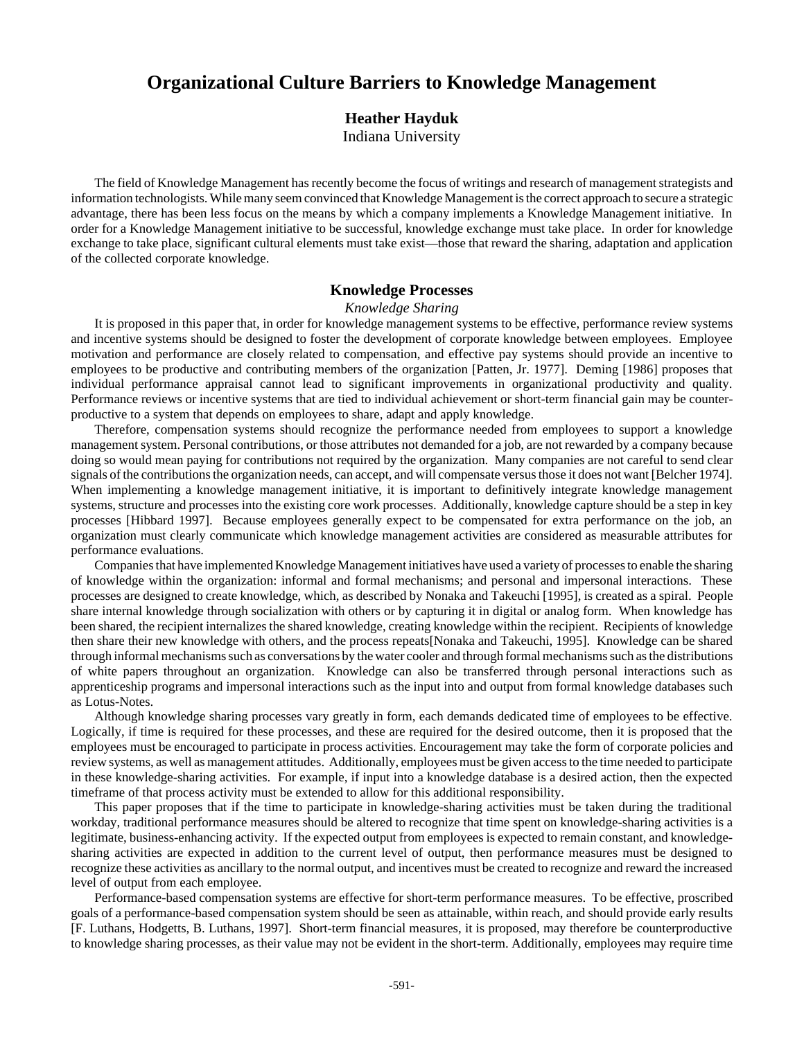# Organizational Culture Barriers to Knowledge Management

**Heather Hayduk**
Indiana University

The field of Knowledge Management has recently become the focus of writings and research of management strategists and information technologists. While many seem convinced that Knowledge Management is the correct approach to secure a strategic advantage, there has been less focus on the means by which a company implements a Knowledge Management initiative. In order for a Knowledge Management initiative to be successful, knowledge exchange must take place. In order for knowledge exchange to take place, significant cultural elements must take exist—those that reward the sharing, adaptation and application of the collected corporate knowledge.

## Knowledge Processes

### *Knowledge Sharing*

It is proposed in this paper that, in order for knowledge management systems to be effective, performance review systems and incentive systems should be designed to foster the development of corporate knowledge between employees. Employee motivation and performance are closely related to compensation, and effective pay systems should provide an incentive to employees to be productive and contributing members of the organization [Patten, Jr. 1977]. Deming [1986] proposes that individual performance appraisal cannot lead to significant improvements in organizational productivity and quality. Performance reviews or incentive systems that are tied to individual achievement or short-term financial gain may be counter-productive to a system that depends on employees to share, adapt and apply knowledge.

Therefore, compensation systems should recognize the performance needed from employees to support a knowledge management system. Personal contributions, or those attributes not demanded for a job, are not rewarded by a company because doing so would mean paying for contributions not required by the organization. Many companies are not careful to send clear signals of the contributions the organization needs, can accept, and will compensate versus those it does not want [Belcher 1974]. When implementing a knowledge management initiative, it is important to definitively integrate knowledge management systems, structure and processes into the existing core work processes. Additionally, knowledge capture should be a step in key processes [Hibbard 1997]. Because employees generally expect to be compensated for extra performance on the job, an organization must clearly communicate which knowledge management activities are considered as measurable attributes for performance evaluations.

Companies that have implemented Knowledge Management initiatives have used a variety of processes to enable the sharing of knowledge within the organization: informal and formal mechanisms; and personal and impersonal interactions. These processes are designed to create knowledge, which, as described by Nonaka and Takeuchi [1995], is created as a spiral. People share internal knowledge through socialization with others or by capturing it in digital or analog form. When knowledge has been shared, the recipient internalizes the shared knowledge, creating knowledge within the recipient. Recipients of knowledge then share their new knowledge with others, and the process repeats[Nonaka and Takeuchi, 1995]. Knowledge can be shared through informal mechanisms such as conversations by the water cooler and through formal mechanisms such as the distributions of white papers throughout an organization. Knowledge can also be transferred through personal interactions such as apprenticeship programs and impersonal interactions such as the input into and output from formal knowledge databases such as Lotus-Notes.

Although knowledge sharing processes vary greatly in form, each demands dedicated time of employees to be effective. Logically, if time is required for these processes, and these are required for the desired outcome, then it is proposed that the employees must be encouraged to participate in process activities. Encouragement may take the form of corporate policies and review systems, as well as management attitudes. Additionally, employees must be given access to the time needed to participate in these knowledge-sharing activities. For example, if input into a knowledge database is a desired action, then the expected timeframe of that process activity must be extended to allow for this additional responsibility.

This paper proposes that if the time to participate in knowledge-sharing activities must be taken during the traditional workday, traditional performance measures should be altered to recognize that time spent on knowledge-sharing activities is a legitimate, business-enhancing activity. If the expected output from employees is expected to remain constant, and knowledge-sharing activities are expected in addition to the current level of output, then performance measures must be designed to recognize these activities as ancillary to the normal output, and incentives must be created to recognize and reward the increased level of output from each employee.

Performance-based compensation systems are effective for short-term performance measures. To be effective, proscribed goals of a performance-based compensation system should be seen as attainable, within reach, and should provide early results [F. Luthans, Hodgetts, B. Luthans, 1997]. Short-term financial measures, it is proposed, may therefore be counterproductive to knowledge sharing processes, as their value may not be evident in the short-term. Additionally, employees may require time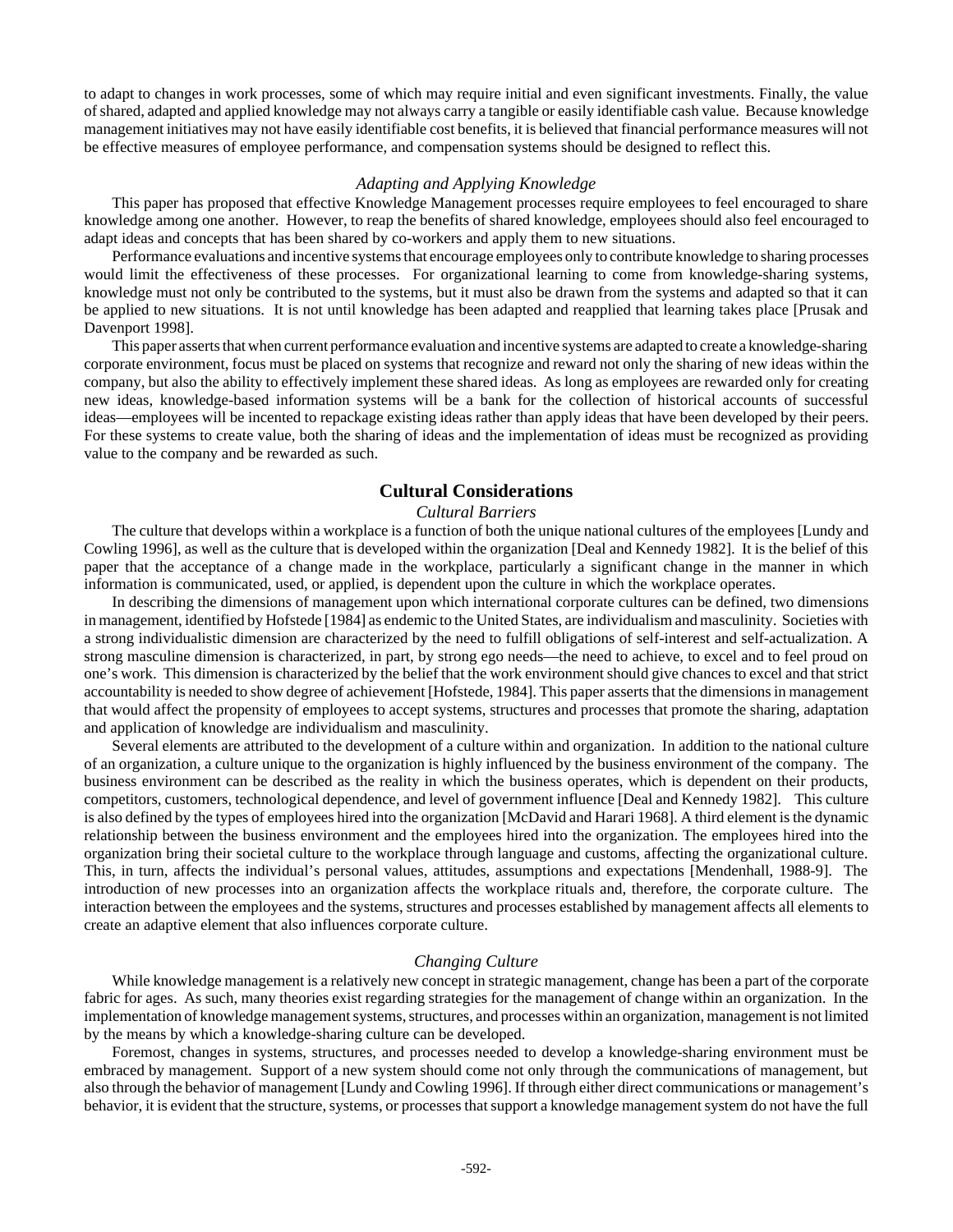to adapt to changes in work processes, some of which may require initial and even significant investments. Finally, the value of shared, adapted and applied knowledge may not always carry a tangible or easily identifiable cash value. Because knowledge management initiatives may not have easily identifiable cost benefits, it is believed that financial performance measures will not be effective measures of employee performance, and compensation systems should be designed to reflect this.

### *Adapting and Applying Knowledge*

This paper has proposed that effective Knowledge Management processes require employees to feel encouraged to share knowledge among one another. However, to reap the benefits of shared knowledge, employees should also feel encouraged to adapt ideas and concepts that has been shared by co-workers and apply them to new situations.

Performance evaluations and incentive systems that encourage employees only to contribute knowledge to sharing processes would limit the effectiveness of these processes. For organizational learning to come from knowledge-sharing systems, knowledge must not only be contributed to the systems, but it must also be drawn from the systems and adapted so that it can be applied to new situations. It is not until knowledge has been adapted and reapplied that learning takes place [Prusak and Davenport 1998].

This paper asserts that when current performance evaluation and incentive systems are adapted to create a knowledge-sharing corporate environment, focus must be placed on systems that recognize and reward not only the sharing of new ideas within the company, but also the ability to effectively implement these shared ideas. As long as employees are rewarded only for creating new ideas, knowledge-based information systems will be a bank for the collection of historical accounts of successful ideas—employees will be incented to repackage existing ideas rather than apply ideas that have been developed by their peers. For these systems to create value, both the sharing of ideas and the implementation of ideas must be recognized as providing value to the company and be rewarded as such.

## Cultural Considerations

### *Cultural Barriers*

The culture that develops within a workplace is a function of both the unique national cultures of the employees [Lundy and Cowling 1996], as well as the culture that is developed within the organization [Deal and Kennedy 1982]. It is the belief of this paper that the acceptance of a change made in the workplace, particularly a significant change in the manner in which information is communicated, used, or applied, is dependent upon the culture in which the workplace operates.

In describing the dimensions of management upon which international corporate cultures can be defined, two dimensions in management, identified by Hofstede [1984] as endemic to the United States, are individualism and masculinity. Societies with a strong individualistic dimension are characterized by the need to fulfill obligations of self-interest and self-actualization. A strong masculine dimension is characterized, in part, by strong ego needs—the need to achieve, to excel and to feel proud on one's work. This dimension is characterized by the belief that the work environment should give chances to excel and that strict accountability is needed to show degree of achievement [Hofstede, 1984]. This paper asserts that the dimensions in management that would affect the propensity of employees to accept systems, structures and processes that promote the sharing, adaptation and application of knowledge are individualism and masculinity.

Several elements are attributed to the development of a culture within and organization. In addition to the national culture of an organization, a culture unique to the organization is highly influenced by the business environment of the company. The business environment can be described as the reality in which the business operates, which is dependent on their products, competitors, customers, technological dependence, and level of government influence [Deal and Kennedy 1982]. This culture is also defined by the types of employees hired into the organization [McDavid and Harari 1968]. A third element is the dynamic relationship between the business environment and the employees hired into the organization. The employees hired into the organization bring their societal culture to the workplace through language and customs, affecting the organizational culture. This, in turn, affects the individual's personal values, attitudes, assumptions and expectations [Mendenhall, 1988-9]. The introduction of new processes into an organization affects the workplace rituals and, therefore, the corporate culture. The interaction between the employees and the systems, structures and processes established by management affects all elements to create an adaptive element that also influences corporate culture.

### *Changing Culture*

While knowledge management is a relatively new concept in strategic management, change has been a part of the corporate fabric for ages. As such, many theories exist regarding strategies for the management of change within an organization. In the implementation of knowledge management systems, structures, and processes within an organization, management is not limited by the means by which a knowledge-sharing culture can be developed.

Foremost, changes in systems, structures, and processes needed to develop a knowledge-sharing environment must be embraced by management. Support of a new system should come not only through the communications of management, but also through the behavior of management [Lundy and Cowling 1996]. If through either direct communications or management's behavior, it is evident that the structure, systems, or processes that support a knowledge management system do not have the full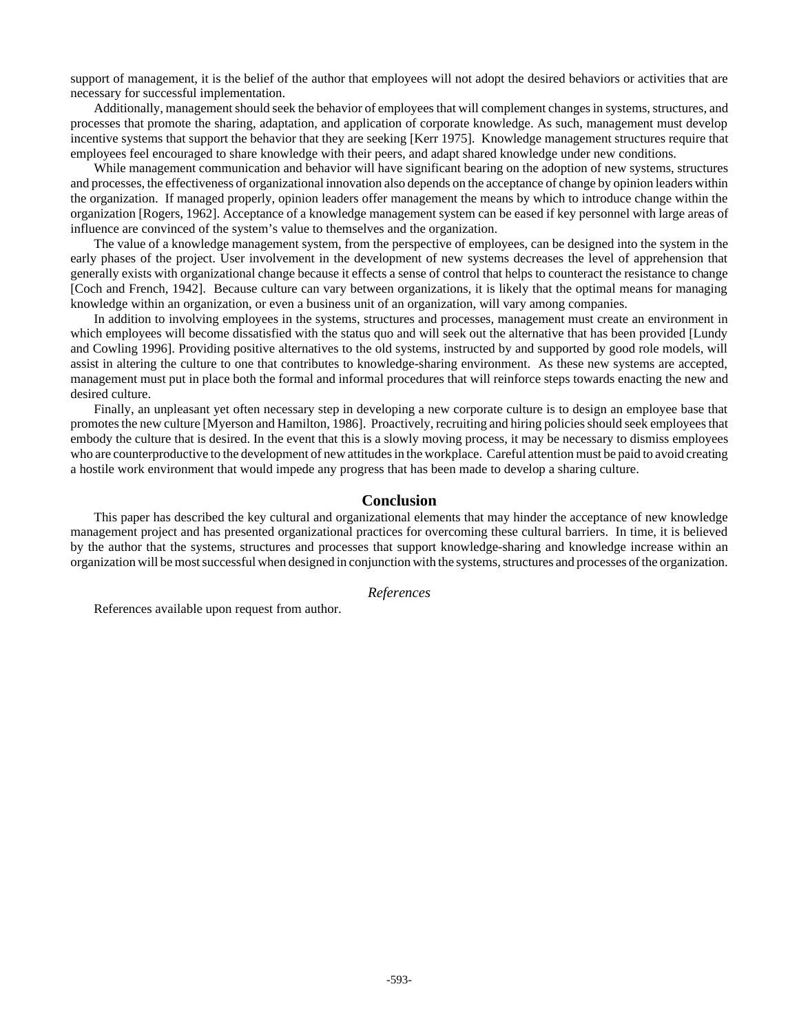support of management, it is the belief of the author that employees will not adopt the desired behaviors or activities that are necessary for successful implementation.

Additionally, management should seek the behavior of employees that will complement changes in systems, structures, and processes that promote the sharing, adaptation, and application of corporate knowledge. As such, management must develop incentive systems that support the behavior that they are seeking [Kerr 1975]. Knowledge management structures require that employees feel encouraged to share knowledge with their peers, and adapt shared knowledge under new conditions.

While management communication and behavior will have significant bearing on the adoption of new systems, structures and processes, the effectiveness of organizational innovation also depends on the acceptance of change by opinion leaders within the organization. If managed properly, opinion leaders offer management the means by which to introduce change within the organization [Rogers, 1962]. Acceptance of a knowledge management system can be eased if key personnel with large areas of influence are convinced of the system's value to themselves and the organization.

The value of a knowledge management system, from the perspective of employees, can be designed into the system in the early phases of the project. User involvement in the development of new systems decreases the level of apprehension that generally exists with organizational change because it effects a sense of control that helps to counteract the resistance to change [Coch and French, 1942]. Because culture can vary between organizations, it is likely that the optimal means for managing knowledge within an organization, or even a business unit of an organization, will vary among companies.

In addition to involving employees in the systems, structures and processes, management must create an environment in which employees will become dissatisfied with the status quo and will seek out the alternative that has been provided [Lundy and Cowling 1996]. Providing positive alternatives to the old systems, instructed by and supported by good role models, will assist in altering the culture to one that contributes to knowledge-sharing environment. As these new systems are accepted, management must put in place both the formal and informal procedures that will reinforce steps towards enacting the new and desired culture.

Finally, an unpleasant yet often necessary step in developing a new corporate culture is to design an employee base that promotes the new culture [Myerson and Hamilton, 1986]. Proactively, recruiting and hiring policies should seek employees that embody the culture that is desired. In the event that this is a slowly moving process, it may be necessary to dismiss employees who are counterproductive to the development of new attitudes in the workplace. Careful attention must be paid to avoid creating a hostile work environment that would impede any progress that has been made to develop a sharing culture.

## Conclusion

This paper has described the key cultural and organizational elements that may hinder the acceptance of new knowledge management project and has presented organizational practices for overcoming these cultural barriers. In time, it is believed by the author that the systems, structures and processes that support knowledge-sharing and knowledge increase within an organization will be most successful when designed in conjunction with the systems, structures and processes of the organization.

### *References*

References available upon request from author.